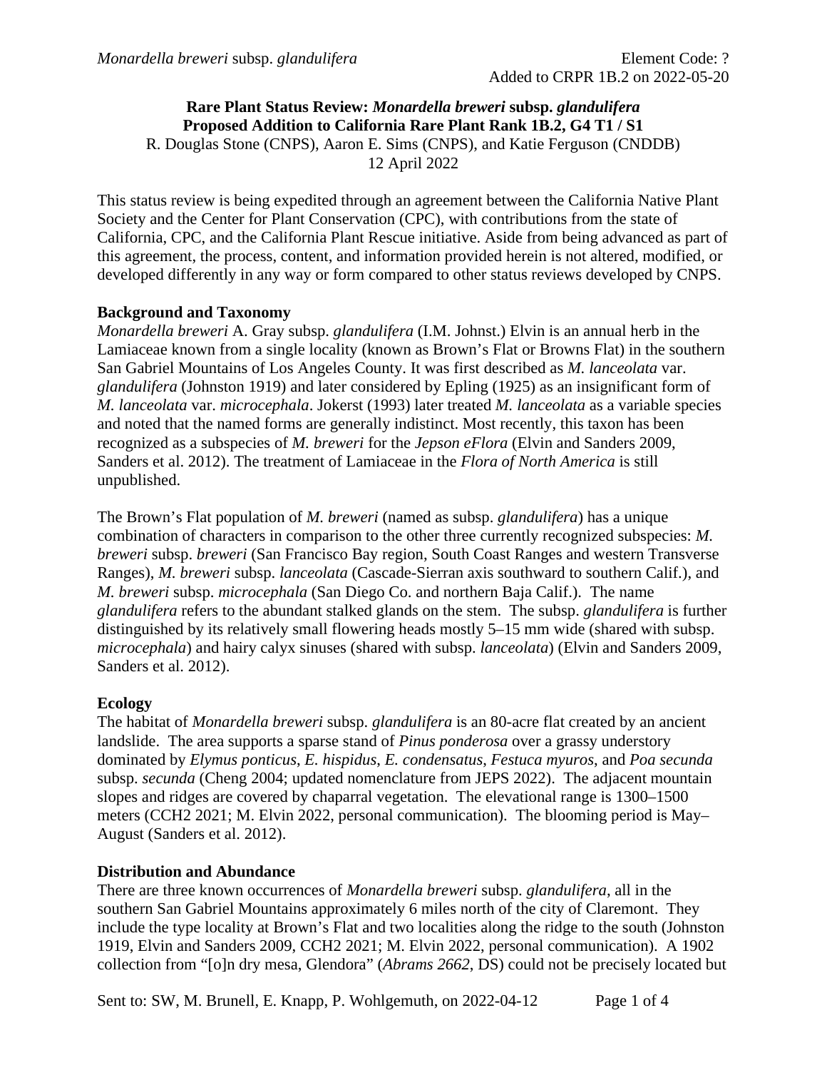*Monardella breweri* subsp. *glandulifera* Element Code: ?
Added to CRPR 1B.2 on 2022-05-20

**Rare Plant Status Review: *Monardella breweri* subsp. *glandulifera***
**Proposed Addition to California Rare Plant Rank 1B.2, G4 T1 / S1**

R. Douglas Stone (CNPS), Aaron E. Sims (CNPS), and Katie Ferguson (CNDDB)
12 April 2022

This status review is being expedited through an agreement between the California Native Plant Society and the Center for Plant Conservation (CPC), with contributions from the state of California, CPC, and the California Plant Rescue initiative. Aside from being advanced as part of this agreement, the process, content, and information provided herein is not altered, modified, or developed differently in any way or form compared to other status reviews developed by CNPS.

**Background and Taxonomy**

*Monardella breweri* A. Gray subsp. *glandulifera* (I.M. Johnst.) Elvin is an annual herb in the Lamiaceae known from a single locality (known as Brown's Flat or Browns Flat) in the southern San Gabriel Mountains of Los Angeles County. It was first described as *M. lanceolata* var. *glandulifera* (Johnston 1919) and later considered by Epling (1925) as an insignificant form of *M. lanceolata* var. *microcephala*. Jokerst (1993) later treated *M. lanceolata* as a variable species and noted that the named forms are generally indistinct. Most recently, this taxon has been recognized as a subspecies of *M. breweri* for the *Jepson eFlora* (Elvin and Sanders 2009, Sanders et al. 2012). The treatment of Lamiaceae in the *Flora of North America* is still unpublished.

The Brown's Flat population of *M. breweri* (named as subsp. *glandulifera*) has a unique combination of characters in comparison to the other three currently recognized subspecies: *M. breweri* subsp. *breweri* (San Francisco Bay region, South Coast Ranges and western Transverse Ranges), *M. breweri* subsp. *lanceolata* (Cascade-Sierran axis southward to southern Calif.), and *M. breweri* subsp. *microcephala* (San Diego Co. and northern Baja Calif.). The name *glandulifera* refers to the abundant stalked glands on the stem. The subsp. *glandulifera* is further distinguished by its relatively small flowering heads mostly 5–15 mm wide (shared with subsp. *microcephala*) and hairy calyx sinuses (shared with subsp. *lanceolata*) (Elvin and Sanders 2009, Sanders et al. 2012).

**Ecology**

The habitat of *Monardella breweri* subsp. *glandulifera* is an 80-acre flat created by an ancient landslide. The area supports a sparse stand of *Pinus ponderosa* over a grassy understory dominated by *Elymus ponticus*, *E. hispidus*, *E. condensatus*, *Festuca myuros*, and *Poa secunda* subsp. *secunda* (Cheng 2004; updated nomenclature from JEPS 2022). The adjacent mountain slopes and ridges are covered by chaparral vegetation. The elevational range is 1300–1500 meters (CCH2 2021; M. Elvin 2022, personal communication). The blooming period is May–August (Sanders et al. 2012).

**Distribution and Abundance**

There are three known occurrences of *Monardella breweri* subsp. *glandulifera*, all in the southern San Gabriel Mountains approximately 6 miles north of the city of Claremont. They include the type locality at Brown's Flat and two localities along the ridge to the south (Johnston 1919, Elvin and Sanders 2009, CCH2 2021; M. Elvin 2022, personal communication). A 1902 collection from "[o]n dry mesa, Glendora" (*Abrams 2662*, DS) could not be precisely located but

Sent to: SW, M. Brunell, E. Knapp, P. Wohlgemuth, on 2022-04-12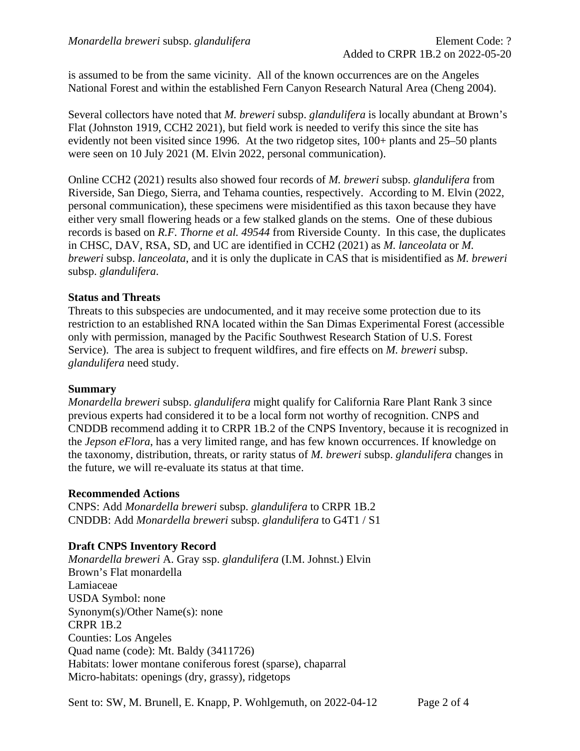is assumed to be from the same vicinity. All of the known occurrences are on the Angeles National Forest and within the established Fern Canyon Research Natural Area (Cheng 2004).

Several collectors have noted that *M. breweri* subsp. *glandulifera* is locally abundant at Brown's Flat (Johnston 1919, CCH2 2021), but field work is needed to verify this since the site has evidently not been visited since 1996. At the two ridgetop sites, 100+ plants and 25–50 plants were seen on 10 July 2021 (M. Elvin 2022, personal communication).

Online CCH2 (2021) results also showed four records of *M. breweri* subsp. *glandulifera* from Riverside, San Diego, Sierra, and Tehama counties, respectively. According to M. Elvin (2022, personal communication), these specimens were misidentified as this taxon because they have either very small flowering heads or a few stalked glands on the stems. One of these dubious records is based on *R.F. Thorne et al. 49544* from Riverside County. In this case, the duplicates in CHSC, DAV, RSA, SD, and UC are identified in CCH2 (2021) as *M. lanceolata* or *M. breweri* subsp. *lanceolata*, and it is only the duplicate in CAS that is misidentified as *M. breweri* subsp. *glandulifera*.

**Status and Threats**

Threats to this subspecies are undocumented, and it may receive some protection due to its restriction to an established RNA located within the San Dimas Experimental Forest (accessible only with permission, managed by the Pacific Southwest Research Station of U.S. Forest Service). The area is subject to frequent wildfires, and fire effects on *M. breweri* subsp. *glandulifera* need study.

**Summary**

*Monardella breweri* subsp. *glandulifera* might qualify for California Rare Plant Rank 3 since previous experts had considered it to be a local form not worthy of recognition. CNPS and CNDDB recommend adding it to CRPR 1B.2 of the CNPS Inventory, because it is recognized in the *Jepson eFlora*, has a very limited range, and has few known occurrences. If knowledge on the taxonomy, distribution, threats, or rarity status of *M. breweri* subsp. *glandulifera* changes in the future, we will re-evaluate its status at that time.

**Recommended Actions**

CNPS: Add *Monardella breweri* subsp. *glandulifera* to CRPR 1B.2
CNDDB: Add *Monardella breweri* subsp. *glandulifera* to G4T1 / S1

**Draft CNPS Inventory Record**

*Monardella breweri* A. Gray ssp. *glandulifera* (I.M. Johnst.) Elvin
Brown's Flat monardella
Lamiaceae
USDA Symbol: none
Synonym(s)/Other Name(s): none
CRPR 1B.2
Counties: Los Angeles
Quad name (code): Mt. Baldy (3411726)
Habitats: lower montane coniferous forest (sparse), chaparral
Micro-habitats: openings (dry, grassy), ridgetops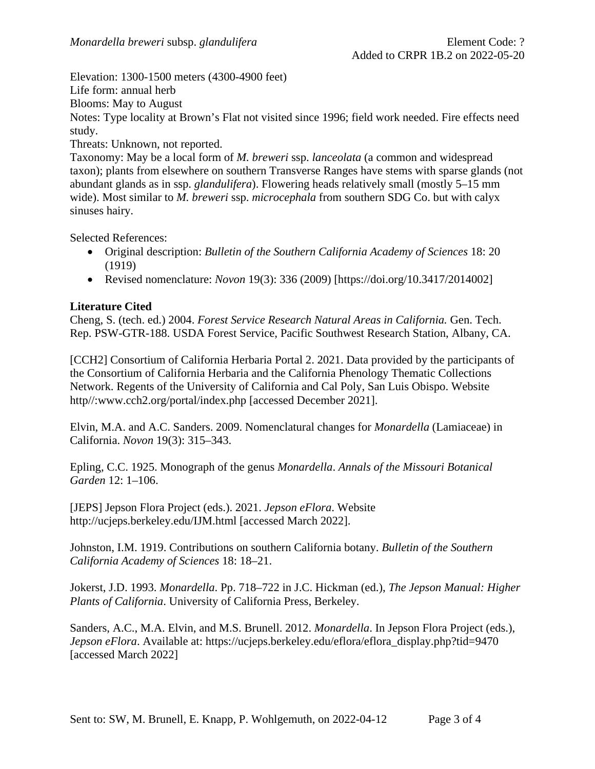Elevation: 1300-1500 meters (4300-4900 feet)
Life form: annual herb
Blooms: May to August
Notes: Type locality at Brown's Flat not visited since 1996; field work needed. Fire effects need study.
Threats: Unknown, not reported.
Taxonomy: May be a local form of *M. breweri* ssp. *lanceolata* (a common and widespread taxon); plants from elsewhere on southern Transverse Ranges have stems with sparse glands (not abundant glands as in ssp. *glandulifera*). Flowering heads relatively small (mostly 5–15 mm wide). Most similar to *M. breweri* ssp. *microcephala* from southern SDG Co. but with calyx sinuses hairy.

Selected References:

- Original description: *Bulletin of the Southern California Academy of Sciences* 18: 20 (1919)
- Revised nomenclature: *Novon* 19(3): 336 (2009) [https://doi.org/10.3417/2014002]

**Literature Cited**

Cheng, S. (tech. ed.) 2004. *Forest Service Research Natural Areas in California.* Gen. Tech. Rep. PSW-GTR-188. USDA Forest Service, Pacific Southwest Research Station, Albany, CA.

[CCH2] Consortium of California Herbaria Portal 2. 2021. Data provided by the participants of the Consortium of California Herbaria and the California Phenology Thematic Collections Network. Regents of the University of California and Cal Poly, San Luis Obispo. Website http//:www.cch2.org/portal/index.php [accessed December 2021].

Elvin, M.A. and A.C. Sanders. 2009. Nomenclatural changes for *Monardella* (Lamiaceae) in California. *Novon* 19(3): 315–343.

Epling, C.C. 1925. Monograph of the genus *Monardella*. *Annals of the Missouri Botanical Garden* 12: 1–106.

[JEPS] Jepson Flora Project (eds.). 2021. *Jepson eFlora*. Website http://ucjeps.berkeley.edu/IJM.html [accessed March 2022].

Johnston, I.M. 1919. Contributions on southern California botany. *Bulletin of the Southern California Academy of Sciences* 18: 18–21.

Jokerst, J.D. 1993. *Monardella*. Pp. 718–722 in J.C. Hickman (ed.), *The Jepson Manual: Higher Plants of California*. University of California Press, Berkeley.

Sanders, A.C., M.A. Elvin, and M.S. Brunell. 2012. *Monardella*. In Jepson Flora Project (eds.), *Jepson eFlora*. Available at: https://ucjeps.berkeley.edu/eflora/eflora_display.php?tid=9470 [accessed March 2022]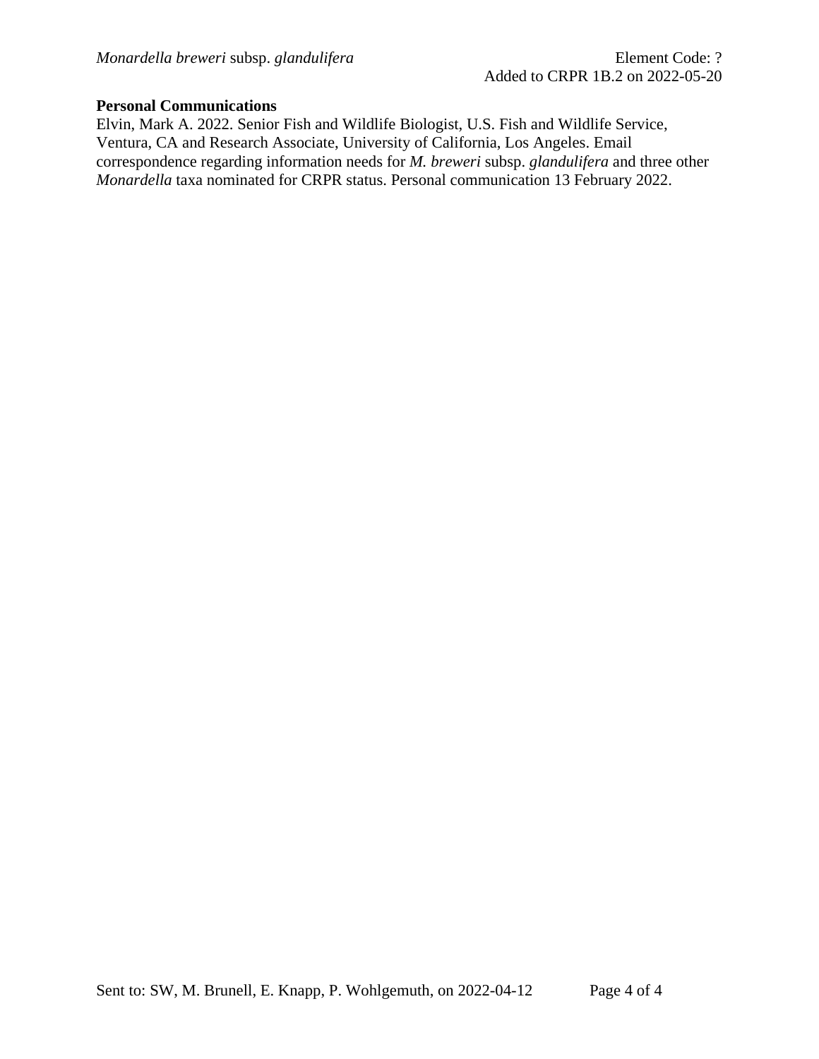**Personal Communications**

Elvin, Mark A. 2022. Senior Fish and Wildlife Biologist, U.S. Fish and Wildlife Service, Ventura, CA and Research Associate, University of California, Los Angeles. Email correspondence regarding information needs for *M. breweri* subsp. *glandulifera* and three other *Monardella* taxa nominated for CRPR status. Personal communication 13 February 2022.